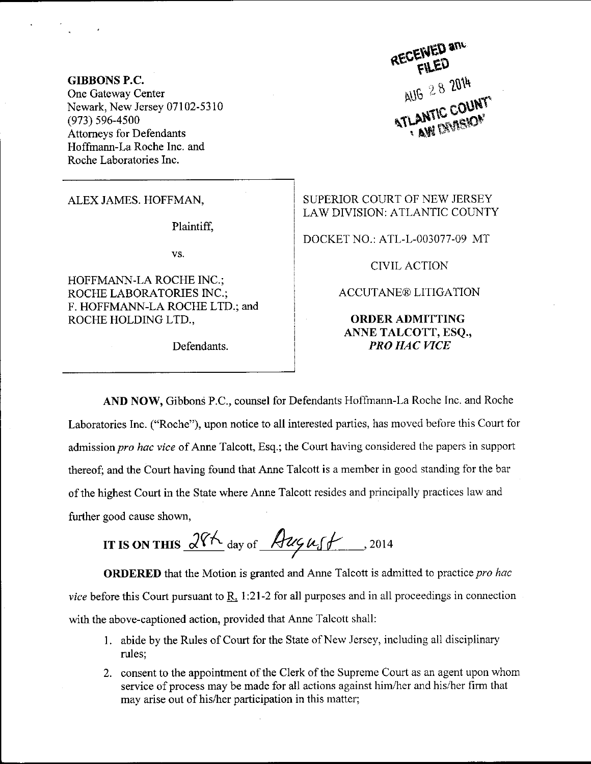RECEIVED and FILED
AUG 28 2014
ATLANTIC COUNTY LAW DIVISION

**GIBBONS P.C.**
One Gateway Center
Newark, New Jersey 07102-5310
(973) 596-4500
Attorneys for Defendants
Hoffmann-La Roche Inc. and
Roche Laboratories Inc.

| | |
|---|---|
| ALEX JAMES. HOFFMAN,<br><br>Plaintiff,<br><br>vs.<br><br>HOFFMANN-LA ROCHE INC.;<br>ROCHE LABORATORIES INC.;<br>F. HOFFMANN-LA ROCHE LTD.; and<br>ROCHE HOLDING LTD.,<br><br>Defendants. | SUPERIOR COURT OF NEW JERSEY<br>LAW DIVISION: ATLANTIC COUNTY<br><br>DOCKET NO.: ATL-L-003077-09 MT<br><br>CIVIL ACTION<br><br>ACCUTANE® LITIGATION<br><br>**ORDER ADMITTING ANNE TALCOTT, ESQ., *PRO HAC VICE*** |

**AND NOW,** Gibbons P.C., counsel for Defendants Hoffmann-La Roche Inc. and Roche Laboratories Inc. ("Roche"), upon notice to all interested parties, has moved before this Court for admission *pro hac vice* of Anne Talcott, Esq.; the Court having considered the papers in support thereof; and the Court having found that Anne Talcott is a member in good standing for the bar of the highest Court in the State where Anne Talcott resides and principally practices law and further good cause shown,

**IT IS ON THIS** 28th day of August, 2014

**ORDERED** that the Motion is granted and Anne Talcott is admitted to practice *pro hac vice* before this Court pursuant to R. 1:21-2 for all purposes and in all proceedings in connection with the above-captioned action, provided that Anne Talcott shall:

1. abide by the Rules of Court for the State of New Jersey, including all disciplinary rules;
2. consent to the appointment of the Clerk of the Supreme Court as an agent upon whom service of process may be made for all actions against him/her and his/her firm that may arise out of his/her participation in this matter;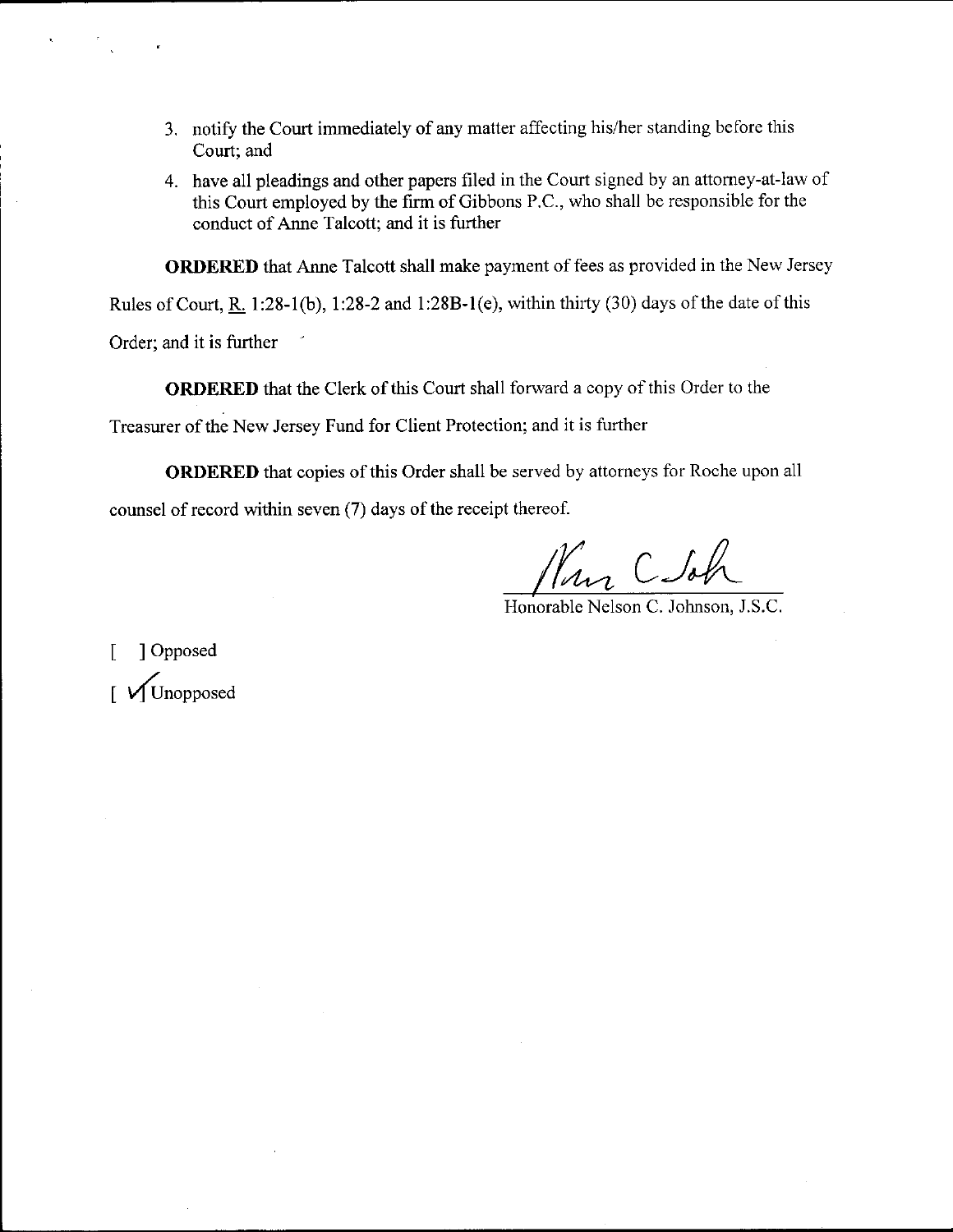3. notify the Court immediately of any matter affecting his/her standing before this Court; and
4. have all pleadings and other papers filed in the Court signed by an attorney-at-law of this Court employed by the firm of Gibbons P.C., who shall be responsible for the conduct of Anne Talcott; and it is further

**ORDERED** that Anne Talcott shall make payment of fees as provided in the New Jersey Rules of Court, R. 1:28-1(b), 1:28-2 and 1:28B-1(e), within thirty (30) days of the date of this Order; and it is further

**ORDERED** that the Clerk of this Court shall forward a copy of this Order to the Treasurer of the New Jersey Fund for Client Protection; and it is further

**ORDERED** that copies of this Order shall be served by attorneys for Roche upon all counsel of record within seven (7) days of the receipt thereof.

Honorable Nelson C. Johnson, J.S.C.

[ ] Opposed

[ ✓ ] Unopposed